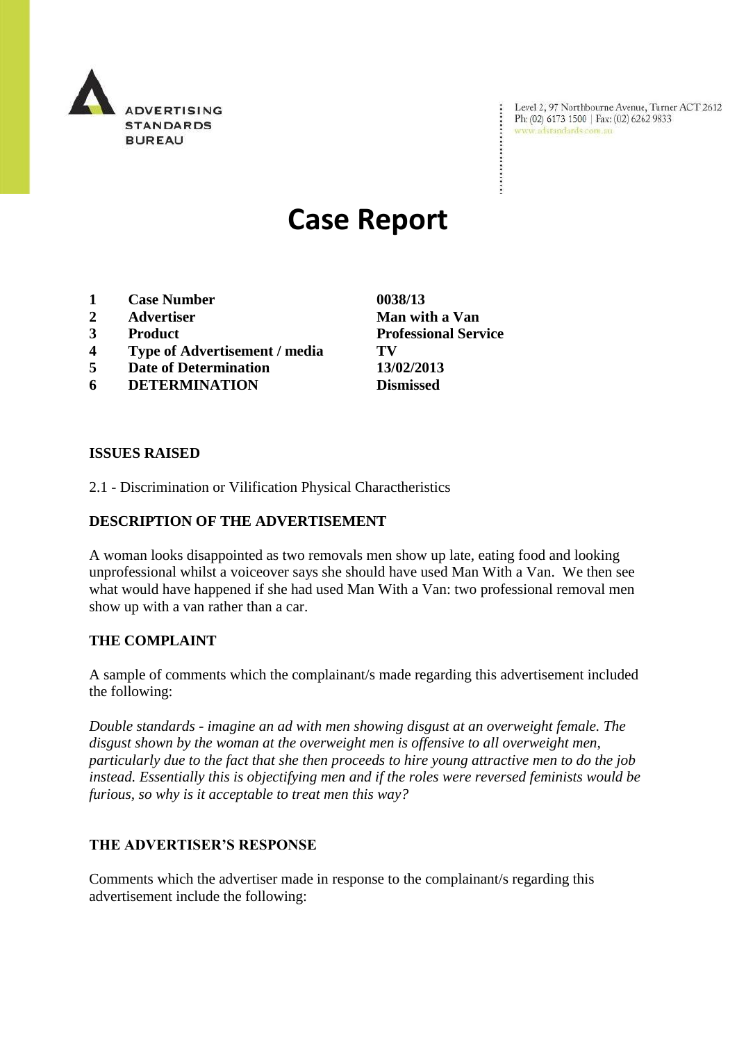ADVERTISING STANDARDS BUREAU

Level 2, 97 Northbourne Avenue, Turner ACT 2612
Ph: (02) 6173 1500 | Fax: (02) 6262 9833
www.adstandards.com.au

# Case Report

| | | |
|---|---|---|
| **1** | **Case Number** | **0038/13** |
| **2** | **Advertiser** | **Man with a Van** |
| **3** | **Product** | **Professional Service** |
| **4** | **Type of Advertisement / media** | **TV** |
| **5** | **Date of Determination** | **13/02/2013** |
| **6** | **DETERMINATION** | **Dismissed** |

**ISSUES RAISED**

2.1 - Discrimination or Vilification Physical Charactheristics

**DESCRIPTION OF THE ADVERTISEMENT**

A woman looks disappointed as two removals men show up late, eating food and looking unprofessional whilst a voiceover says she should have used Man With a Van. We then see what would have happened if she had used Man With a Van: two professional removal men show up with a van rather than a car.

**THE COMPLAINT**

A sample of comments which the complainant/s made regarding this advertisement included the following:

*Double standards - imagine an ad with men showing disgust at an overweight female. The disgust shown by the woman at the overweight men is offensive to all overweight men, particularly due to the fact that she then proceeds to hire young attractive men to do the job instead. Essentially this is objectifying men and if the roles were reversed feminists would be furious, so why is it acceptable to treat men this way?*

**THE ADVERTISER'S RESPONSE**

Comments which the advertiser made in response to the complainant/s regarding this advertisement include the following: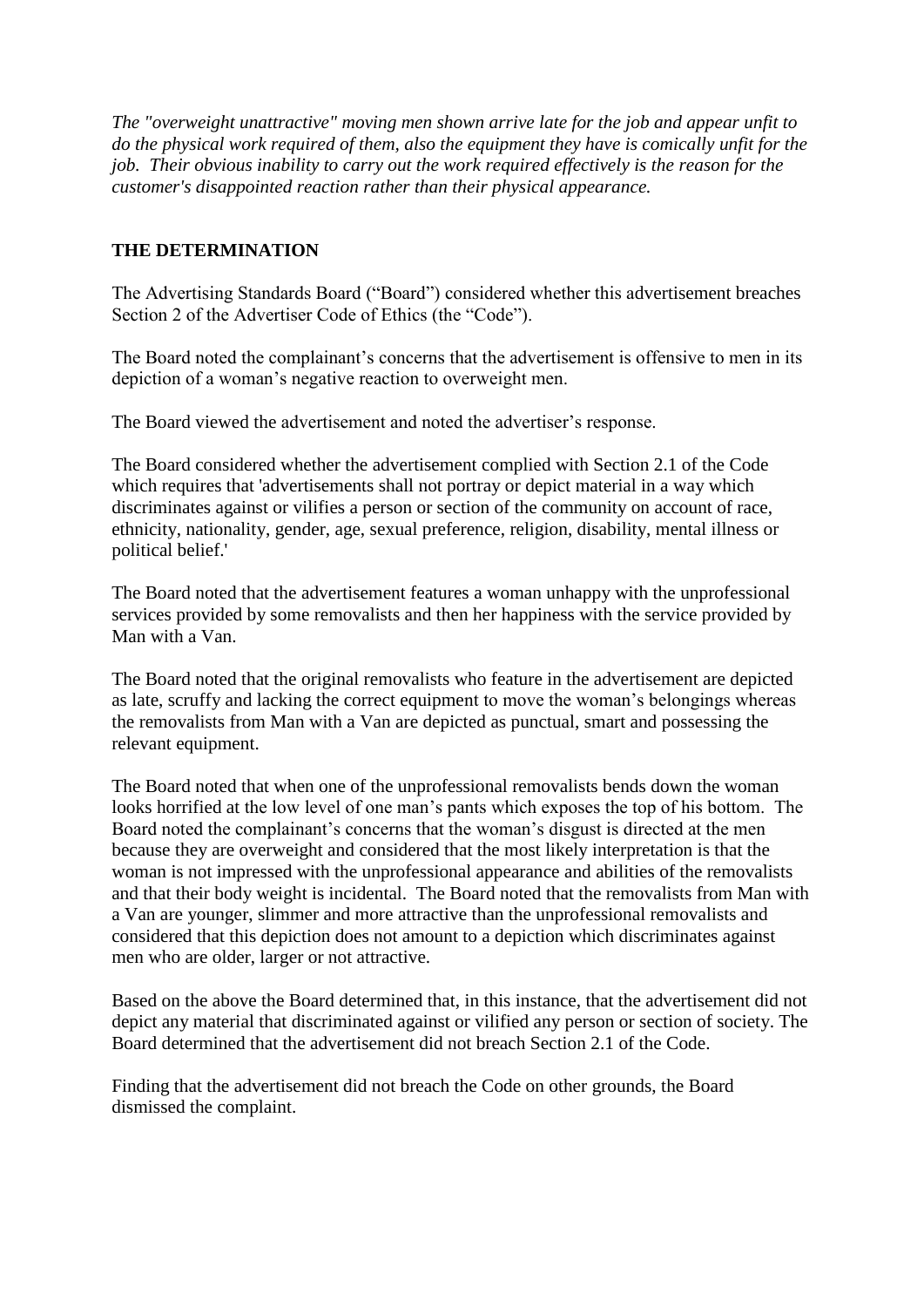*The "overweight unattractive" moving men shown arrive late for the job and appear unfit to do the physical work required of them, also the equipment they have is comically unfit for the job. Their obvious inability to carry out the work required effectively is the reason for the customer's disappointed reaction rather than their physical appearance.*

## THE DETERMINATION

The Advertising Standards Board ("Board") considered whether this advertisement breaches Section 2 of the Advertiser Code of Ethics (the "Code").

The Board noted the complainant's concerns that the advertisement is offensive to men in its depiction of a woman's negative reaction to overweight men.

The Board viewed the advertisement and noted the advertiser's response.

The Board considered whether the advertisement complied with Section 2.1 of the Code which requires that 'advertisements shall not portray or depict material in a way which discriminates against or vilifies a person or section of the community on account of race, ethnicity, nationality, gender, age, sexual preference, religion, disability, mental illness or political belief.'

The Board noted that the advertisement features a woman unhappy with the unprofessional services provided by some removalists and then her happiness with the service provided by Man with a Van.

The Board noted that the original removalists who feature in the advertisement are depicted as late, scruffy and lacking the correct equipment to move the woman's belongings whereas the removalists from Man with a Van are depicted as punctual, smart and possessing the relevant equipment.

The Board noted that when one of the unprofessional removalists bends down the woman looks horrified at the low level of one man's pants which exposes the top of his bottom. The Board noted the complainant's concerns that the woman's disgust is directed at the men because they are overweight and considered that the most likely interpretation is that the woman is not impressed with the unprofessional appearance and abilities of the removalists and that their body weight is incidental. The Board noted that the removalists from Man with a Van are younger, slimmer and more attractive than the unprofessional removalists and considered that this depiction does not amount to a depiction which discriminates against men who are older, larger or not attractive.

Based on the above the Board determined that, in this instance, that the advertisement did not depict any material that discriminated against or vilified any person or section of society. The Board determined that the advertisement did not breach Section 2.1 of the Code.

Finding that the advertisement did not breach the Code on other grounds, the Board dismissed the complaint.